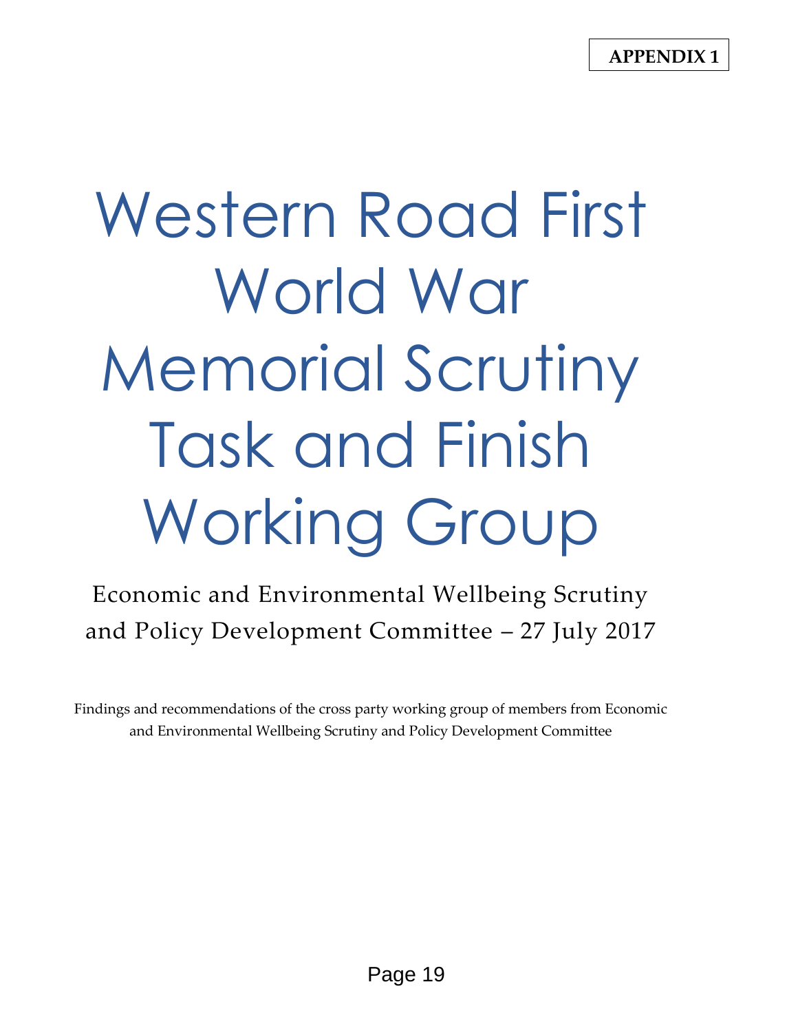**APPENDIX 1**

# Western Road First World War Memorial Scrutiny Task and Finish Working Group

Economic and Environmental Wellbeing Scrutiny and Policy Development Committee – 27 July 2017

Findings and recommendations of the cross party working group of members from Economic and Environmental Wellbeing Scrutiny and Policy Development Committee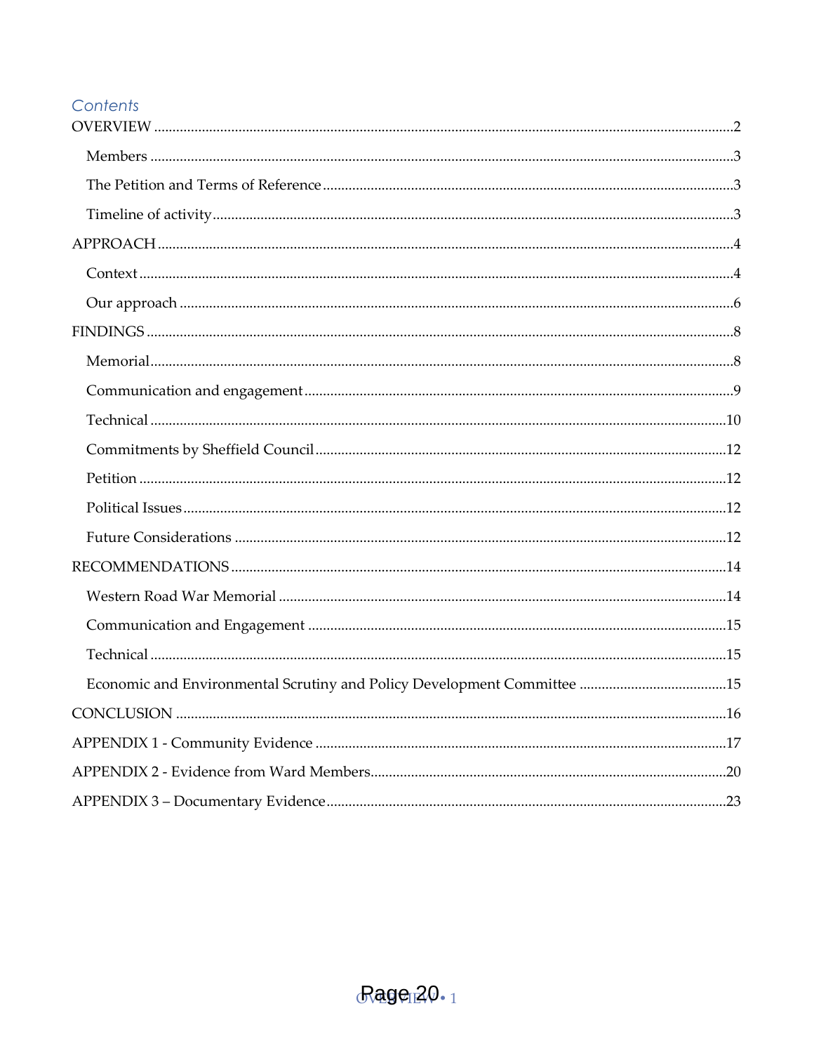## Contents

OVERVIEW .......... 2

- Members .......... 3
- The Petition and Terms of Reference .......... 3
- Timeline of activity .......... 3

APPROACH .......... 4

- Context .......... 4
- Our approach .......... 6

FINDINGS .......... 8

- Memorial .......... 8
- Communication and engagement .......... 9
- Technical .......... 10
- Commitments by Sheffield Council .......... 12
- Petition .......... 12
- Political Issues .......... 12
- Future Considerations .......... 12

RECOMMENDATIONS .......... 14

- Western Road War Memorial .......... 14
- Communication and Engagement .......... 15
- Technical .......... 15
- Economic and Environmental Scrutiny and Policy Development Committee .......... 15

CONCLUSION .......... 16

APPENDIX 1 - Community Evidence .......... 17

APPENDIX 2 - Evidence from Ward Members .......... 20

APPENDIX 3 – Documentary Evidence .......... 23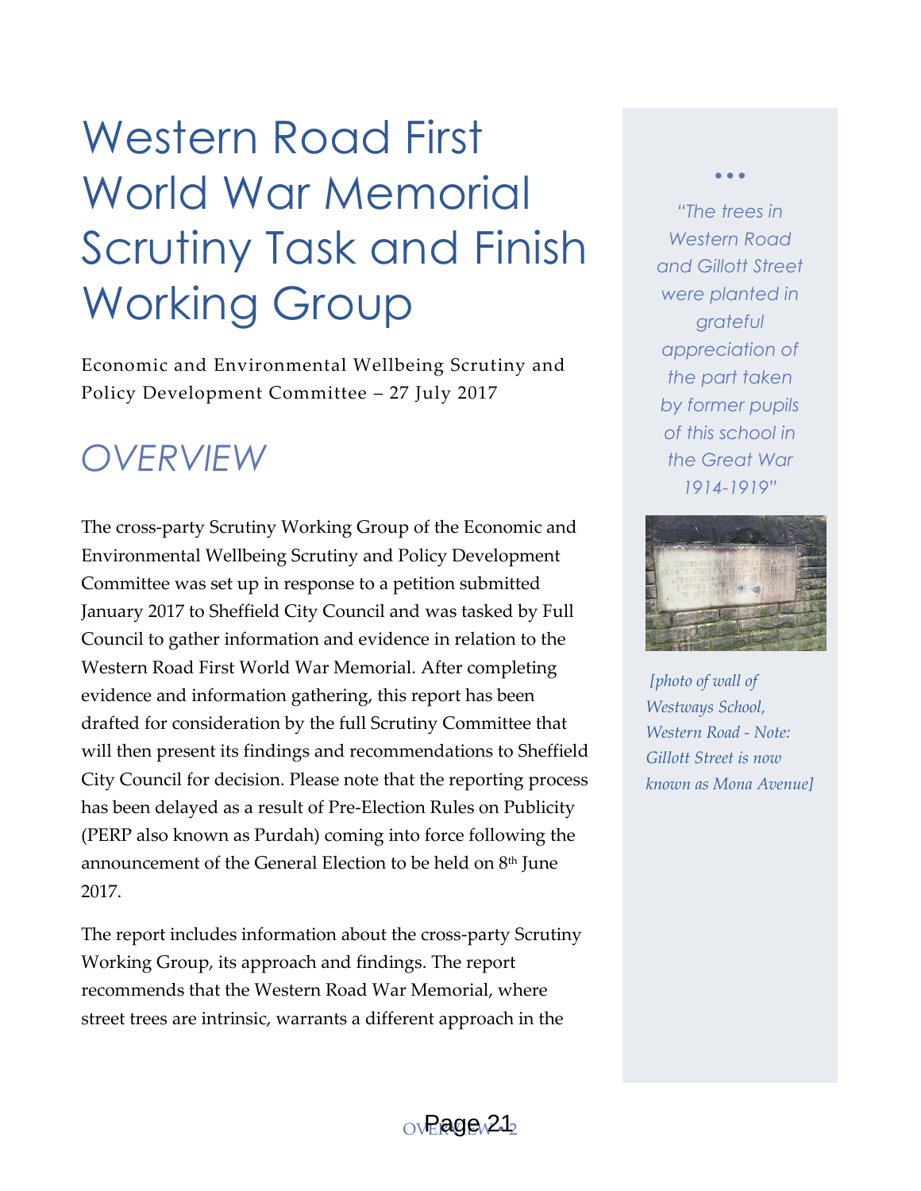# Western Road First World War Memorial Scrutiny Task and Finish Working Group

Economic and Environmental Wellbeing Scrutiny and Policy Development Committee – 27 July 2017

## *OVERVIEW*

The cross-party Scrutiny Working Group of the Economic and Environmental Wellbeing Scrutiny and Policy Development Committee was set up in response to a petition submitted January 2017 to Sheffield City Council and was tasked by Full Council to gather information and evidence in relation to the Western Road First World War Memorial. After completing evidence and information gathering, this report has been drafted for consideration by the full Scrutiny Committee that will then present its findings and recommendations to Sheffield City Council for decision. Please note that the reporting process has been delayed as a result of Pre-Election Rules on Publicity (PERP also known as Purdah) coming into force following the announcement of the General Election to be held on 8th June 2017.

The report includes information about the cross-party Scrutiny Working Group, its approach and findings. The report recommends that the Western Road War Memorial, where street trees are intrinsic, warrants a different approach in the

*"The trees in Western Road and Gillott Street were planted in grateful appreciation of the part taken by former pupils of this school in the Great War 1914-1919"*

*[photo of wall of Westways School, Western Road - Note: Gillott Street is now known as Mona Avenue]*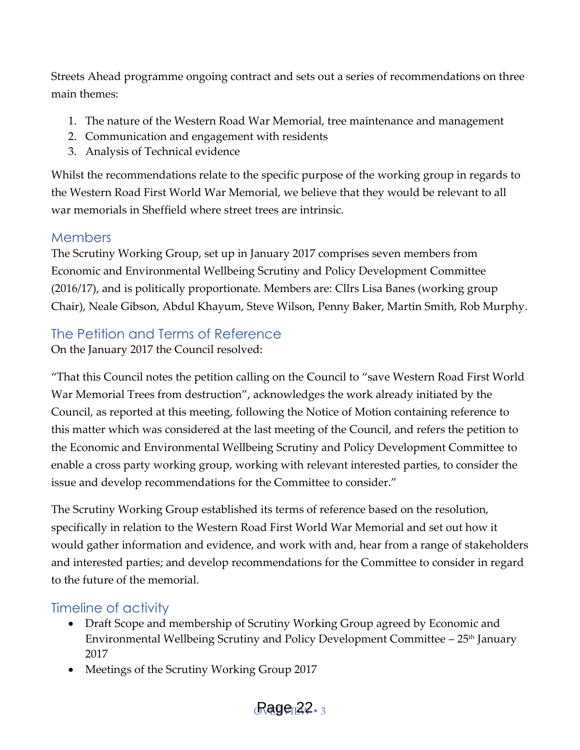Streets Ahead programme ongoing contract and sets out a series of recommendations on three main themes:

1. The nature of the Western Road War Memorial, tree maintenance and management
2. Communication and engagement with residents
3. Analysis of Technical evidence

Whilst the recommendations relate to the specific purpose of the working group in regards to the Western Road First World War Memorial, we believe that they would be relevant to all war memorials in Sheffield where street trees are intrinsic.

## Members

The Scrutiny Working Group, set up in January 2017 comprises seven members from Economic and Environmental Wellbeing Scrutiny and Policy Development Committee (2016/17), and is politically proportionate. Members are: Cllrs Lisa Banes (working group Chair), Neale Gibson, Abdul Khayum, Steve Wilson, Penny Baker, Martin Smith, Rob Murphy.

## The Petition and Terms of Reference

On the January 2017 the Council resolved:

"That this Council notes the petition calling on the Council to "save Western Road First World War Memorial Trees from destruction", acknowledges the work already initiated by the Council, as reported at this meeting, following the Notice of Motion containing reference to this matter which was considered at the last meeting of the Council, and refers the petition to the Economic and Environmental Wellbeing Scrutiny and Policy Development Committee to enable a cross party working group, working with relevant interested parties, to consider the issue and develop recommendations for the Committee to consider."

The Scrutiny Working Group established its terms of reference based on the resolution, specifically in relation to the Western Road First World War Memorial and set out how it would gather information and evidence, and work with and, hear from a range of stakeholders and interested parties; and develop recommendations for the Committee to consider in regard to the future of the memorial.

## Timeline of activity

- Draft Scope and membership of Scrutiny Working Group agreed by Economic and Environmental Wellbeing Scrutiny and Policy Development Committee – 25th January 2017
- Meetings of the Scrutiny Working Group 2017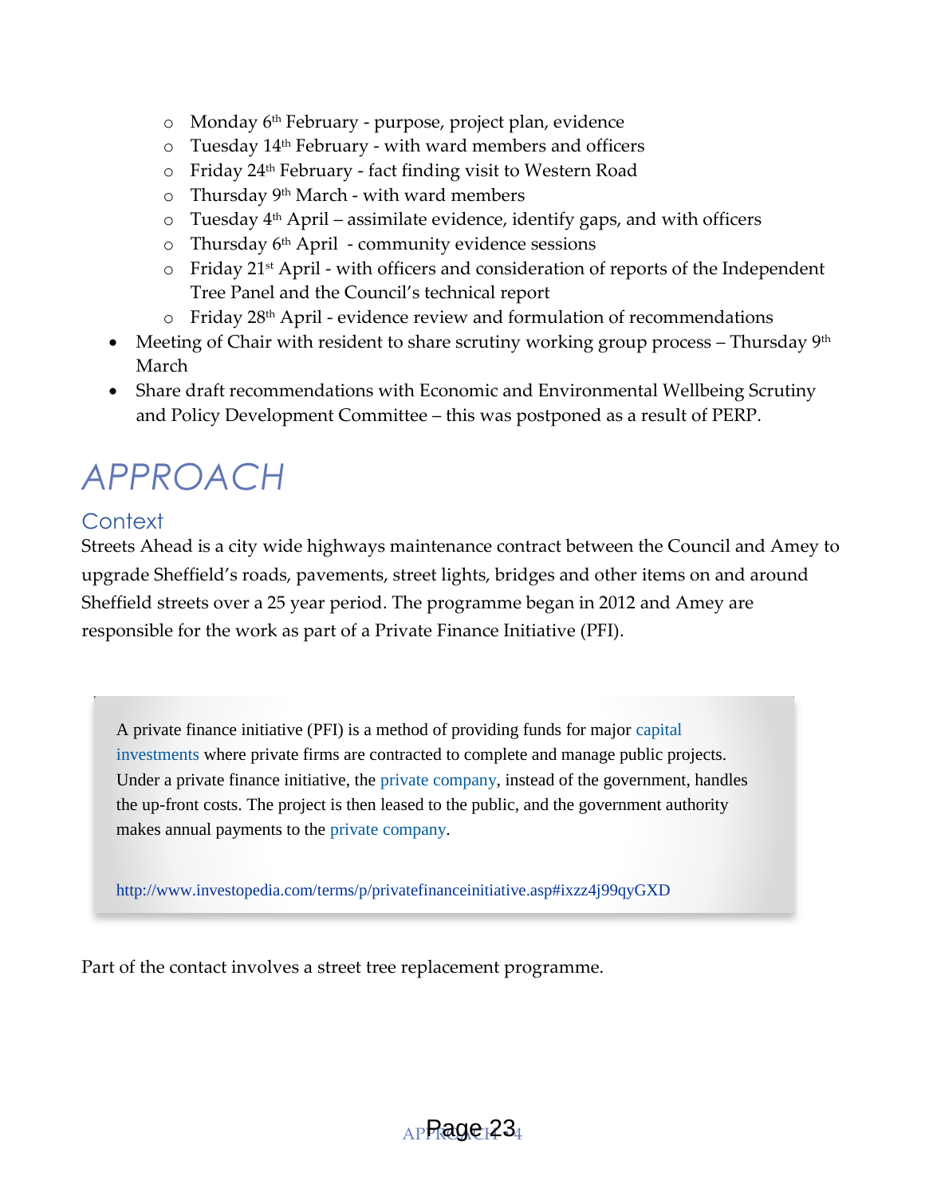- Monday 6th February - purpose, project plan, evidence
  - Tuesday 14th February - with ward members and officers
  - Friday 24th February - fact finding visit to Western Road
  - Thursday 9th March - with ward members
  - Tuesday 4th April – assimilate evidence, identify gaps, and with officers
  - Thursday 6th April - community evidence sessions
  - Friday 21st April - with officers and consideration of reports of the Independent Tree Panel and the Council's technical report
  - Friday 28th April - evidence review and formulation of recommendations
- Meeting of Chair with resident to share scrutiny working group process – Thursday 9th March
- Share draft recommendations with Economic and Environmental Wellbeing Scrutiny and Policy Development Committee – this was postponed as a result of PERP.

# APPROACH

## Context

Streets Ahead is a city wide highways maintenance contract between the Council and Amey to upgrade Sheffield's roads, pavements, street lights, bridges and other items on and around Sheffield streets over a 25 year period. The programme began in 2012 and Amey are responsible for the work as part of a Private Finance Initiative (PFI).

> A private finance initiative (PFI) is a method of providing funds for major capital investments where private firms are contracted to complete and manage public projects. Under a private finance initiative, the private company, instead of the government, handles the up-front costs. The project is then leased to the public, and the government authority makes annual payments to the private company.
>
> http://www.investopedia.com/terms/p/privatefinanceinitiative.asp#ixzz4j99qyGXD

Part of the contact involves a street tree replacement programme.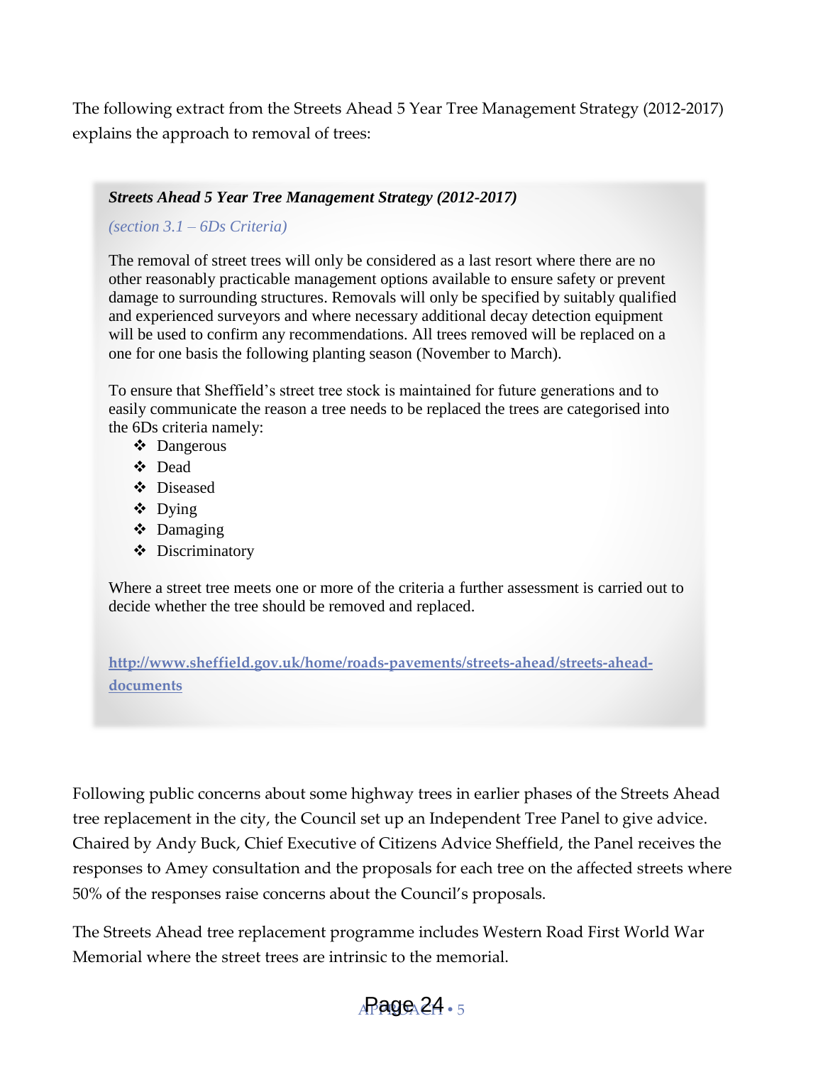The following extract from the Streets Ahead 5 Year Tree Management Strategy (2012-2017) explains the approach to removal of trees:

> ***Streets Ahead 5 Year Tree Management Strategy (2012-2017)***
>
> *(section 3.1 – 6Ds Criteria)*
>
> The removal of street trees will only be considered as a last resort where there are no other reasonably practicable management options available to ensure safety or prevent damage to surrounding structures. Removals will only be specified by suitably qualified and experienced surveyors and where necessary additional decay detection equipment will be used to confirm any recommendations. All trees removed will be replaced on a one for one basis the following planting season (November to March).
>
> To ensure that Sheffield's street tree stock is maintained for future generations and to easily communicate the reason a tree needs to be replaced the trees are categorised into the 6Ds criteria namely:
>
> - Dangerous
> - Dead
> - Diseased
> - Dying
> - Damaging
> - Discriminatory
>
> Where a street tree meets one or more of the criteria a further assessment is carried out to decide whether the tree should be removed and replaced.
>
> **http://www.sheffield.gov.uk/home/roads-pavements/streets-ahead/streets-ahead-documents**

Following public concerns about some highway trees in earlier phases of the Streets Ahead tree replacement in the city, the Council set up an Independent Tree Panel to give advice. Chaired by Andy Buck, Chief Executive of Citizens Advice Sheffield, the Panel receives the responses to Amey consultation and the proposals for each tree on the affected streets where 50% of the responses raise concerns about the Council's proposals.

The Streets Ahead tree replacement programme includes Western Road First World War Memorial where the street trees are intrinsic to the memorial.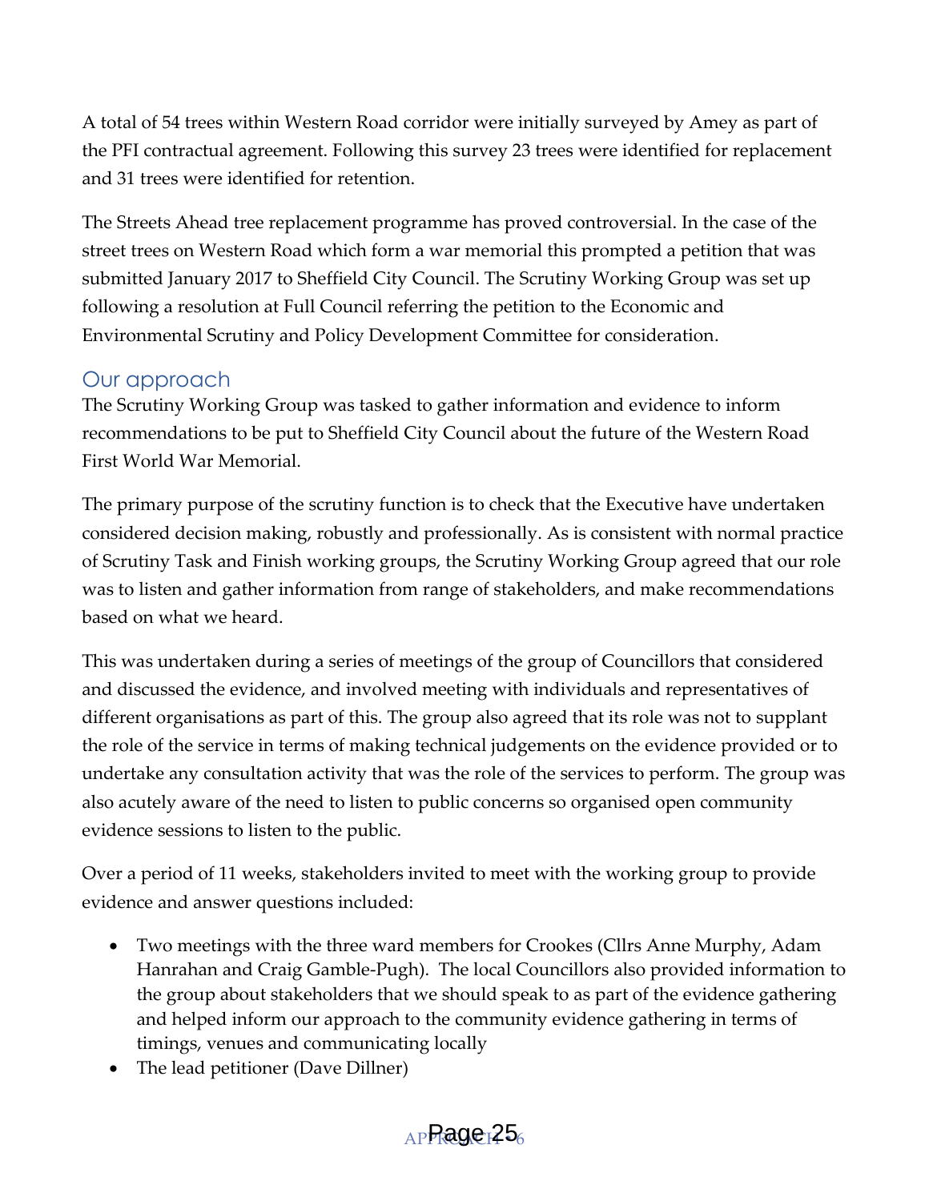A total of 54 trees within Western Road corridor were initially surveyed by Amey as part of the PFI contractual agreement. Following this survey 23 trees were identified for replacement and 31 trees were identified for retention.

The Streets Ahead tree replacement programme has proved controversial. In the case of the street trees on Western Road which form a war memorial this prompted a petition that was submitted January 2017 to Sheffield City Council. The Scrutiny Working Group was set up following a resolution at Full Council referring the petition to the Economic and Environmental Scrutiny and Policy Development Committee for consideration.

## Our approach

The Scrutiny Working Group was tasked to gather information and evidence to inform recommendations to be put to Sheffield City Council about the future of the Western Road First World War Memorial.

The primary purpose of the scrutiny function is to check that the Executive have undertaken considered decision making, robustly and professionally. As is consistent with normal practice of Scrutiny Task and Finish working groups, the Scrutiny Working Group agreed that our role was to listen and gather information from range of stakeholders, and make recommendations based on what we heard.

This was undertaken during a series of meetings of the group of Councillors that considered and discussed the evidence, and involved meeting with individuals and representatives of different organisations as part of this. The group also agreed that its role was not to supplant the role of the service in terms of making technical judgements on the evidence provided or to undertake any consultation activity that was the role of the services to perform. The group was also acutely aware of the need to listen to public concerns so organised open community evidence sessions to listen to the public.

Over a period of 11 weeks, stakeholders invited to meet with the working group to provide evidence and answer questions included:

- Two meetings with the three ward members for Crookes (Cllrs Anne Murphy, Adam Hanrahan and Craig Gamble-Pugh). The local Councillors also provided information to the group about stakeholders that we should speak to as part of the evidence gathering and helped inform our approach to the community evidence gathering in terms of timings, venues and communicating locally
- The lead petitioner (Dave Dillner)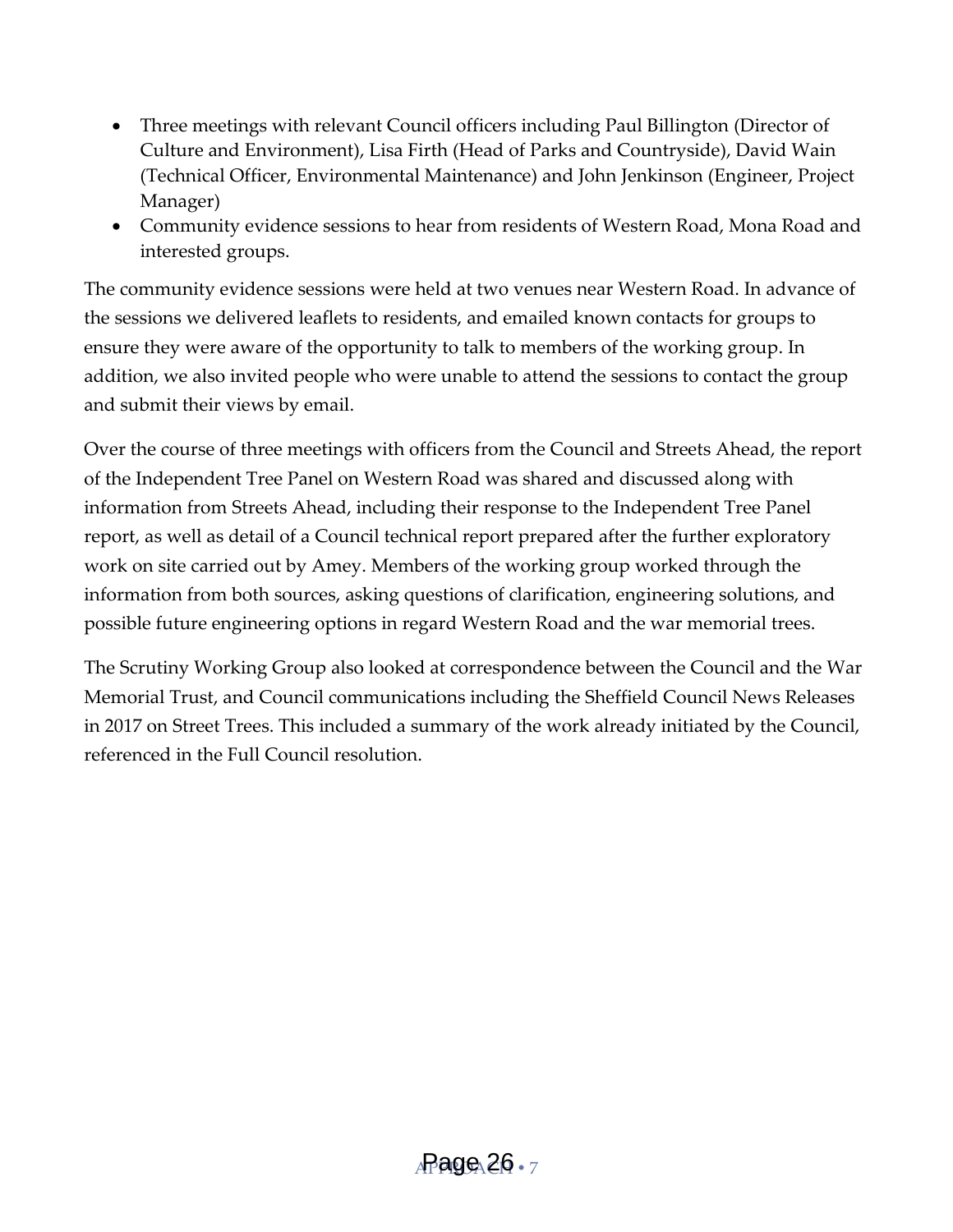- Three meetings with relevant Council officers including Paul Billington (Director of Culture and Environment), Lisa Firth (Head of Parks and Countryside), David Wain (Technical Officer, Environmental Maintenance) and John Jenkinson (Engineer, Project Manager)
- Community evidence sessions to hear from residents of Western Road, Mona Road and interested groups.

The community evidence sessions were held at two venues near Western Road. In advance of the sessions we delivered leaflets to residents, and emailed known contacts for groups to ensure they were aware of the opportunity to talk to members of the working group. In addition, we also invited people who were unable to attend the sessions to contact the group and submit their views by email.

Over the course of three meetings with officers from the Council and Streets Ahead, the report of the Independent Tree Panel on Western Road was shared and discussed along with information from Streets Ahead, including their response to the Independent Tree Panel report, as well as detail of a Council technical report prepared after the further exploratory work on site carried out by Amey. Members of the working group worked through the information from both sources, asking questions of clarification, engineering solutions, and possible future engineering options in regard Western Road and the war memorial trees.

The Scrutiny Working Group also looked at correspondence between the Council and the War Memorial Trust, and Council communications including the Sheffield Council News Releases in 2017 on Street Trees. This included a summary of the work already initiated by the Council, referenced in the Full Council resolution.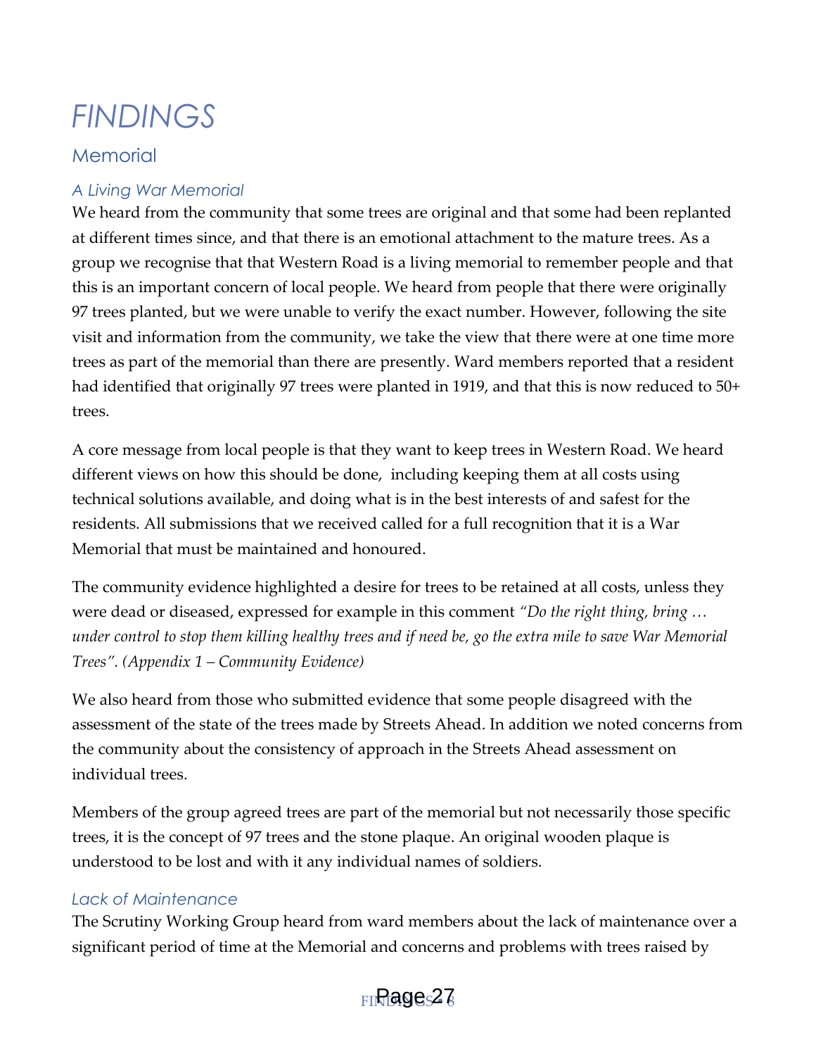# FINDINGS

## Memorial

### A Living War Memorial

We heard from the community that some trees are original and that some had been replanted at different times since, and that there is an emotional attachment to the mature trees. As a group we recognise that that Western Road is a living memorial to remember people and that this is an important concern of local people. We heard from people that there were originally 97 trees planted, but we were unable to verify the exact number. However, following the site visit and information from the community, we take the view that there were at one time more trees as part of the memorial than there are presently. Ward members reported that a resident had identified that originally 97 trees were planted in 1919, and that this is now reduced to 50+ trees.

A core message from local people is that they want to keep trees in Western Road. We heard different views on how this should be done, including keeping them at all costs using technical solutions available, and doing what is in the best interests of and safest for the residents. All submissions that we received called for a full recognition that it is a War Memorial that must be maintained and honoured.

The community evidence highlighted a desire for trees to be retained at all costs, unless they were dead or diseased, expressed for example in this comment *"Do the right thing, bring … under control to stop them killing healthy trees and if need be, go the extra mile to save War Memorial Trees". (Appendix 1 – Community Evidence)*

We also heard from those who submitted evidence that some people disagreed with the assessment of the state of the trees made by Streets Ahead. In addition we noted concerns from the community about the consistency of approach in the Streets Ahead assessment on individual trees.

Members of the group agreed trees are part of the memorial but not necessarily those specific trees, it is the concept of 97 trees and the stone plaque. An original wooden plaque is understood to be lost and with it any individual names of soldiers.

### Lack of Maintenance

The Scrutiny Working Group heard from ward members about the lack of maintenance over a significant period of time at the Memorial and concerns and problems with trees raised by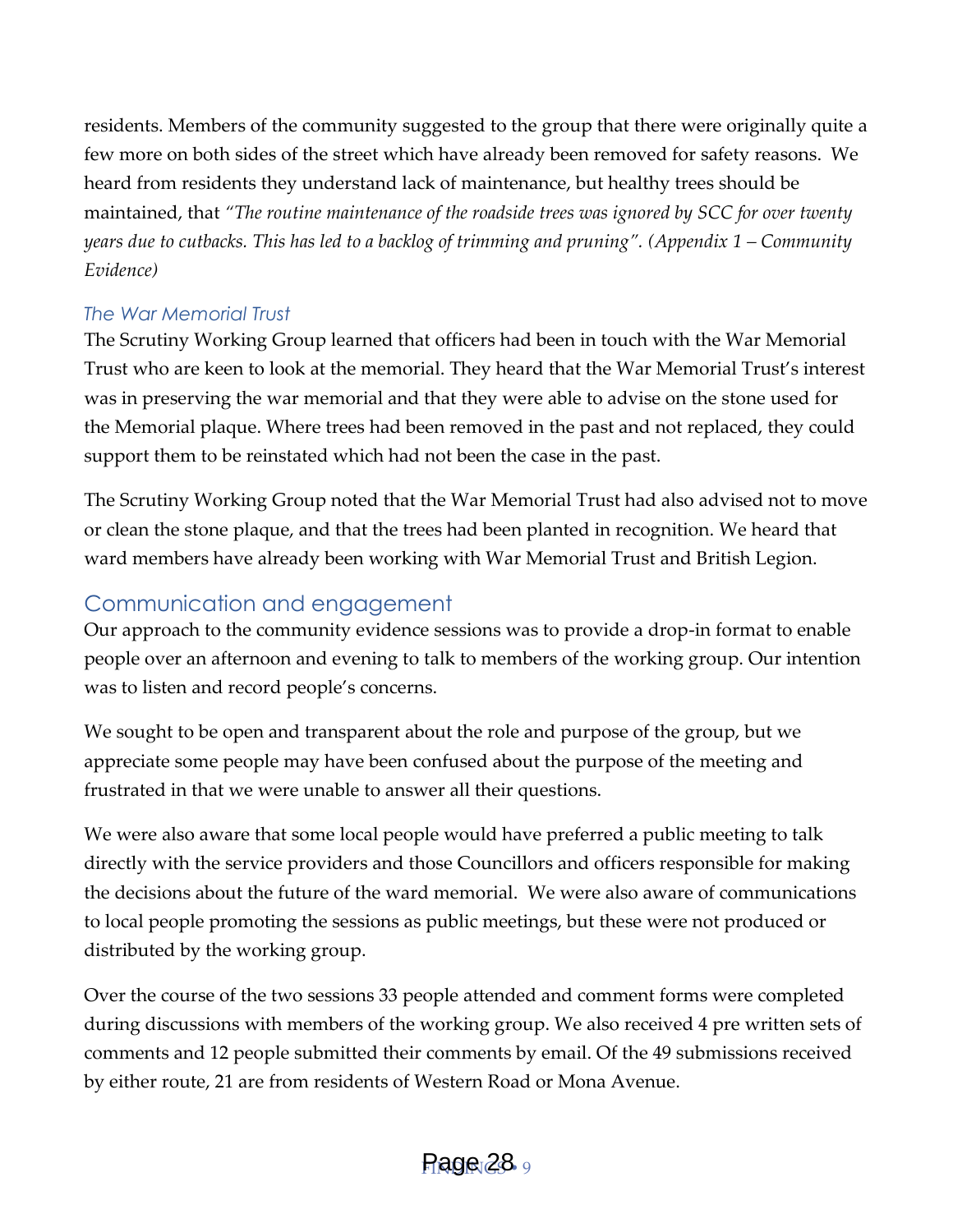residents. Members of the community suggested to the group that there were originally quite a few more on both sides of the street which have already been removed for safety reasons. We heard from residents they understand lack of maintenance, but healthy trees should be maintained, that *"The routine maintenance of the roadside trees was ignored by SCC for over twenty years due to cutbacks. This has led to a backlog of trimming and pruning". (Appendix 1 – Community Evidence)*

### *The War Memorial Trust*

The Scrutiny Working Group learned that officers had been in touch with the War Memorial Trust who are keen to look at the memorial. They heard that the War Memorial Trust's interest was in preserving the war memorial and that they were able to advise on the stone used for the Memorial plaque. Where trees had been removed in the past and not replaced, they could support them to be reinstated which had not been the case in the past.

The Scrutiny Working Group noted that the War Memorial Trust had also advised not to move or clean the stone plaque, and that the trees had been planted in recognition. We heard that ward members have already been working with War Memorial Trust and British Legion.

## Communication and engagement

Our approach to the community evidence sessions was to provide a drop-in format to enable people over an afternoon and evening to talk to members of the working group. Our intention was to listen and record people's concerns.

We sought to be open and transparent about the role and purpose of the group, but we appreciate some people may have been confused about the purpose of the meeting and frustrated in that we were unable to answer all their questions.

We were also aware that some local people would have preferred a public meeting to talk directly with the service providers and those Councillors and officers responsible for making the decisions about the future of the ward memorial. We were also aware of communications to local people promoting the sessions as public meetings, but these were not produced or distributed by the working group.

Over the course of the two sessions 33 people attended and comment forms were completed during discussions with members of the working group. We also received 4 pre written sets of comments and 12 people submitted their comments by email. Of the 49 submissions received by either route, 21 are from residents of Western Road or Mona Avenue.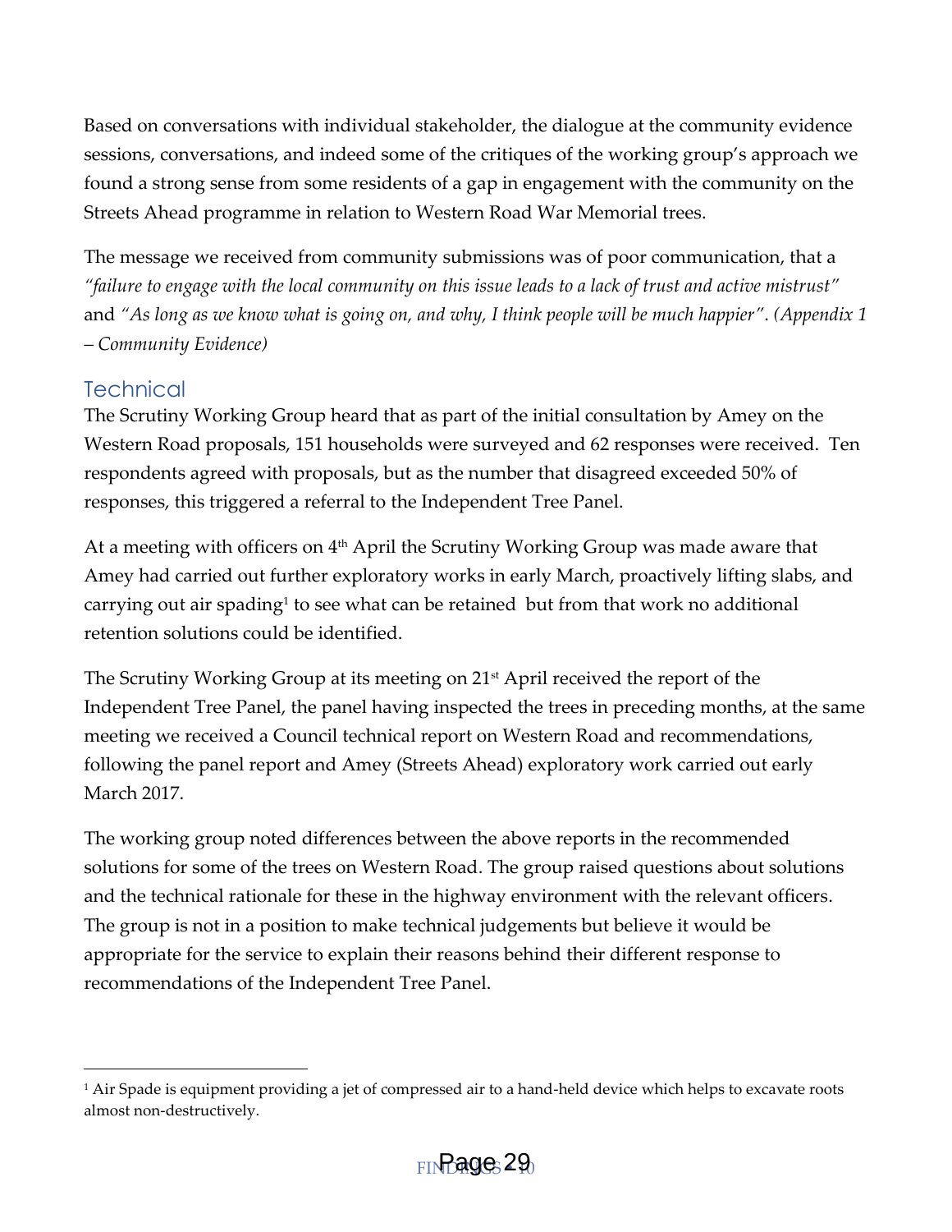Based on conversations with individual stakeholder, the dialogue at the community evidence sessions, conversations, and indeed some of the critiques of the working group's approach we found a strong sense from some residents of a gap in engagement with the community on the Streets Ahead programme in relation to Western Road War Memorial trees.

The message we received from community submissions was of poor communication, that a *"failure to engage with the local community on this issue leads to a lack of trust and active mistrust"* and *"As long as we know what is going on, and why, I think people will be much happier"*. *(Appendix 1 – Community Evidence)*

## Technical

The Scrutiny Working Group heard that as part of the initial consultation by Amey on the Western Road proposals, 151 households were surveyed and 62 responses were received. Ten respondents agreed with proposals, but as the number that disagreed exceeded 50% of responses, this triggered a referral to the Independent Tree Panel.

At a meeting with officers on 4th April the Scrutiny Working Group was made aware that Amey had carried out further exploratory works in early March, proactively lifting slabs, and carrying out air spading[1] to see what can be retained but from that work no additional retention solutions could be identified.

The Scrutiny Working Group at its meeting on 21st April received the report of the Independent Tree Panel, the panel having inspected the trees in preceding months, at the same meeting we received a Council technical report on Western Road and recommendations, following the panel report and Amey (Streets Ahead) exploratory work carried out early March 2017.

The working group noted differences between the above reports in the recommended solutions for some of the trees on Western Road. The group raised questions about solutions and the technical rationale for these in the highway environment with the relevant officers. The group is not in a position to make technical judgements but believe it would be appropriate for the service to explain their reasons behind their different response to recommendations of the Independent Tree Panel.

---

[1] Air Spade is equipment providing a jet of compressed air to a hand-held device which helps to excavate roots almost non-destructively.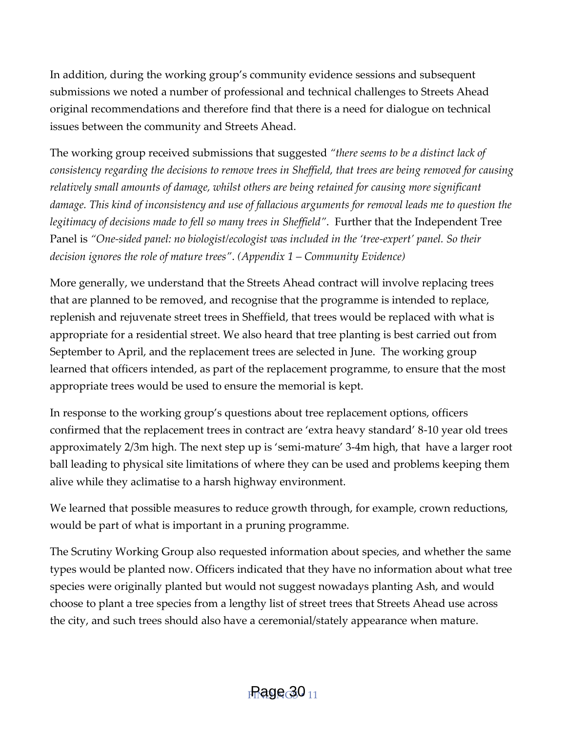In addition, during the working group's community evidence sessions and subsequent submissions we noted a number of professional and technical challenges to Streets Ahead original recommendations and therefore find that there is a need for dialogue on technical issues between the community and Streets Ahead.

The working group received submissions that suggested *"there seems to be a distinct lack of consistency regarding the decisions to remove trees in Sheffield, that trees are being removed for causing relatively small amounts of damage, whilst others are being retained for causing more significant damage. This kind of inconsistency and use of fallacious arguments for removal leads me to question the legitimacy of decisions made to fell so many trees in Sheffield"*. Further that the Independent Tree Panel is *"One-sided panel: no biologist/ecologist was included in the 'tree-expert' panel. So their decision ignores the role of mature trees"*. *(Appendix 1 – Community Evidence)*

More generally, we understand that the Streets Ahead contract will involve replacing trees that are planned to be removed, and recognise that the programme is intended to replace, replenish and rejuvenate street trees in Sheffield, that trees would be replaced with what is appropriate for a residential street. We also heard that tree planting is best carried out from September to April, and the replacement trees are selected in June. The working group learned that officers intended, as part of the replacement programme, to ensure that the most appropriate trees would be used to ensure the memorial is kept.

In response to the working group's questions about tree replacement options, officers confirmed that the replacement trees in contract are 'extra heavy standard' 8-10 year old trees approximately 2/3m high. The next step up is 'semi-mature' 3-4m high, that have a larger root ball leading to physical site limitations of where they can be used and problems keeping them alive while they aclimatise to a harsh highway environment.

We learned that possible measures to reduce growth through, for example, crown reductions, would be part of what is important in a pruning programme.

The Scrutiny Working Group also requested information about species, and whether the same types would be planted now. Officers indicated that they have no information about what tree species were originally planted but would not suggest nowadays planting Ash, and would choose to plant a tree species from a lengthy list of street trees that Streets Ahead use across the city, and such trees should also have a ceremonial/stately appearance when mature.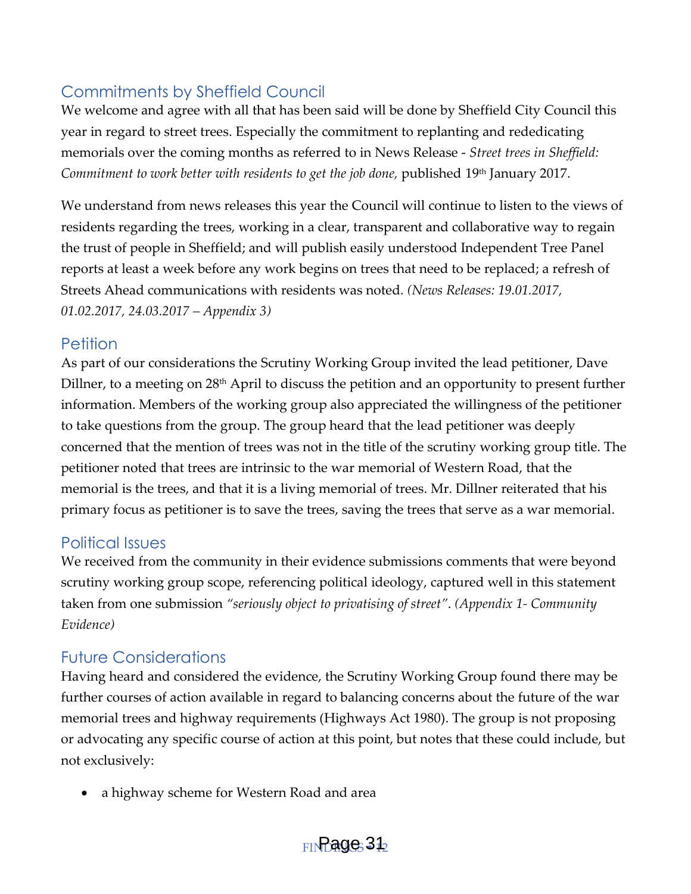## Commitments by Sheffield Council

We welcome and agree with all that has been said will be done by Sheffield City Council this year in regard to street trees. Especially the commitment to replanting and rededicating memorials over the coming months as referred to in News Release - *Street trees in Sheffield: Commitment to work better with residents to get the job done,* published 19th January 2017.

We understand from news releases this year the Council will continue to listen to the views of residents regarding the trees, working in a clear, transparent and collaborative way to regain the trust of people in Sheffield; and will publish easily understood Independent Tree Panel reports at least a week before any work begins on trees that need to be replaced; a refresh of Streets Ahead communications with residents was noted. *(News Releases: 19.01.2017, 01.02.2017, 24.03.2017 – Appendix 3)*

## Petition

As part of our considerations the Scrutiny Working Group invited the lead petitioner, Dave Dillner, to a meeting on 28th April to discuss the petition and an opportunity to present further information. Members of the working group also appreciated the willingness of the petitioner to take questions from the group. The group heard that the lead petitioner was deeply concerned that the mention of trees was not in the title of the scrutiny working group title. The petitioner noted that trees are intrinsic to the war memorial of Western Road, that the memorial is the trees, and that it is a living memorial of trees. Mr. Dillner reiterated that his primary focus as petitioner is to save the trees, saving the trees that serve as a war memorial.

## Political Issues

We received from the community in their evidence submissions comments that were beyond scrutiny working group scope, referencing political ideology, captured well in this statement taken from one submission *"seriously object to privatising of street"*. *(Appendix 1- Community Evidence)*

## Future Considerations

Having heard and considered the evidence, the Scrutiny Working Group found there may be further courses of action available in regard to balancing concerns about the future of the war memorial trees and highway requirements (Highways Act 1980). The group is not proposing or advocating any specific course of action at this point, but notes that these could include, but not exclusively:

- a highway scheme for Western Road and area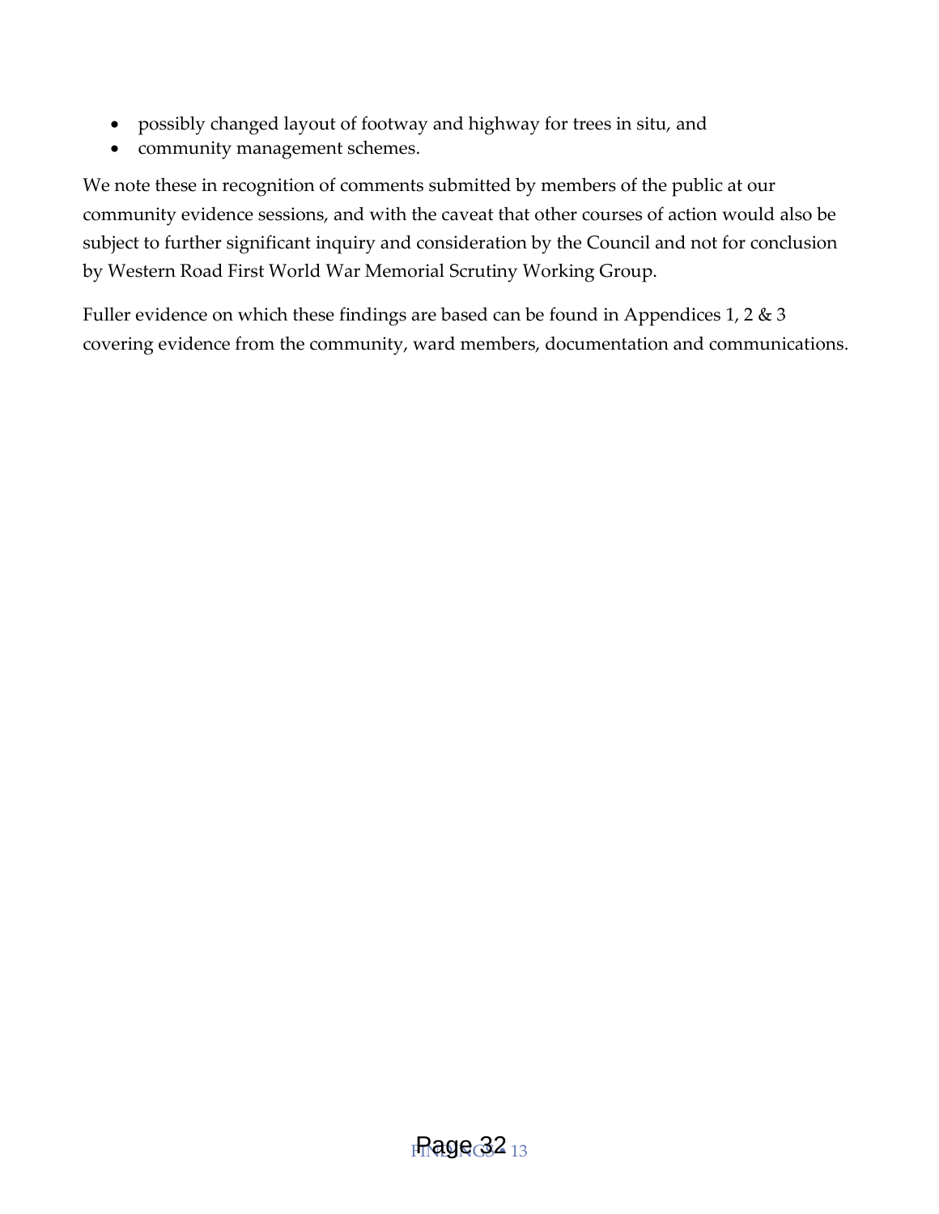- possibly changed layout of footway and highway for trees in situ, and
- community management schemes.

We note these in recognition of comments submitted by members of the public at our community evidence sessions, and with the caveat that other courses of action would also be subject to further significant inquiry and consideration by the Council and not for conclusion by Western Road First World War Memorial Scrutiny Working Group.

Fuller evidence on which these findings are based can be found in Appendices 1, 2 & 3 covering evidence from the community, ward members, documentation and communications.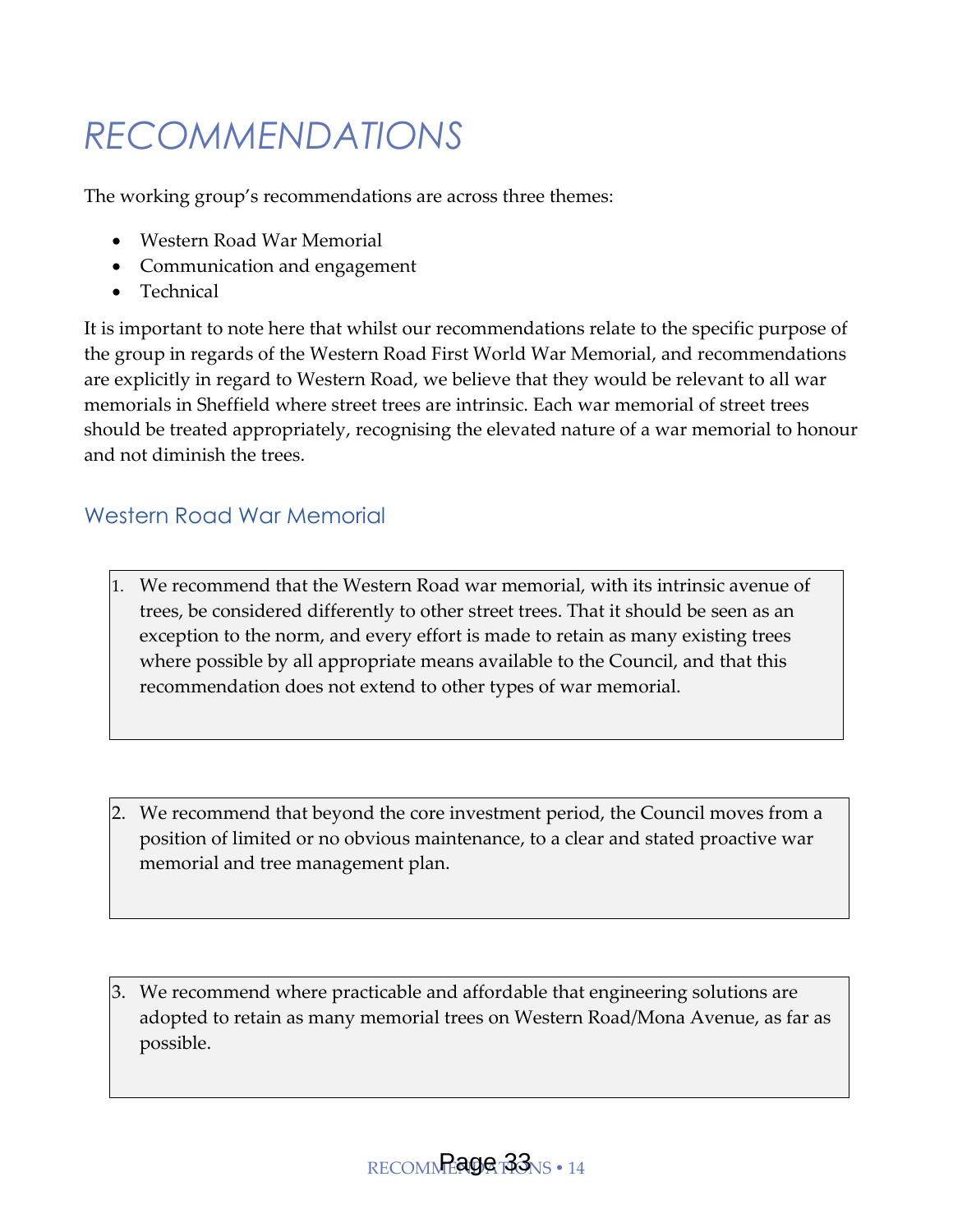# RECOMMENDATIONS

The working group's recommendations are across three themes:

- Western Road War Memorial
- Communication and engagement
- Technical

It is important to note here that whilst our recommendations relate to the specific purpose of the group in regards of the Western Road First World War Memorial, and recommendations are explicitly in regard to Western Road, we believe that they would be relevant to all war memorials in Sheffield where street trees are intrinsic. Each war memorial of street trees should be treated appropriately, recognising the elevated nature of a war memorial to honour and not diminish the trees.

## Western Road War Memorial

1. We recommend that the Western Road war memorial, with its intrinsic avenue of trees, be considered differently to other street trees. That it should be seen as an exception to the norm, and every effort is made to retain as many existing trees where possible by all appropriate means available to the Council, and that this recommendation does not extend to other types of war memorial.

2. We recommend that beyond the core investment period, the Council moves from a position of limited or no obvious maintenance, to a clear and stated proactive war memorial and tree management plan.

3. We recommend where practicable and affordable that engineering solutions are adopted to retain as many memorial trees on Western Road/Mona Avenue, as far as possible.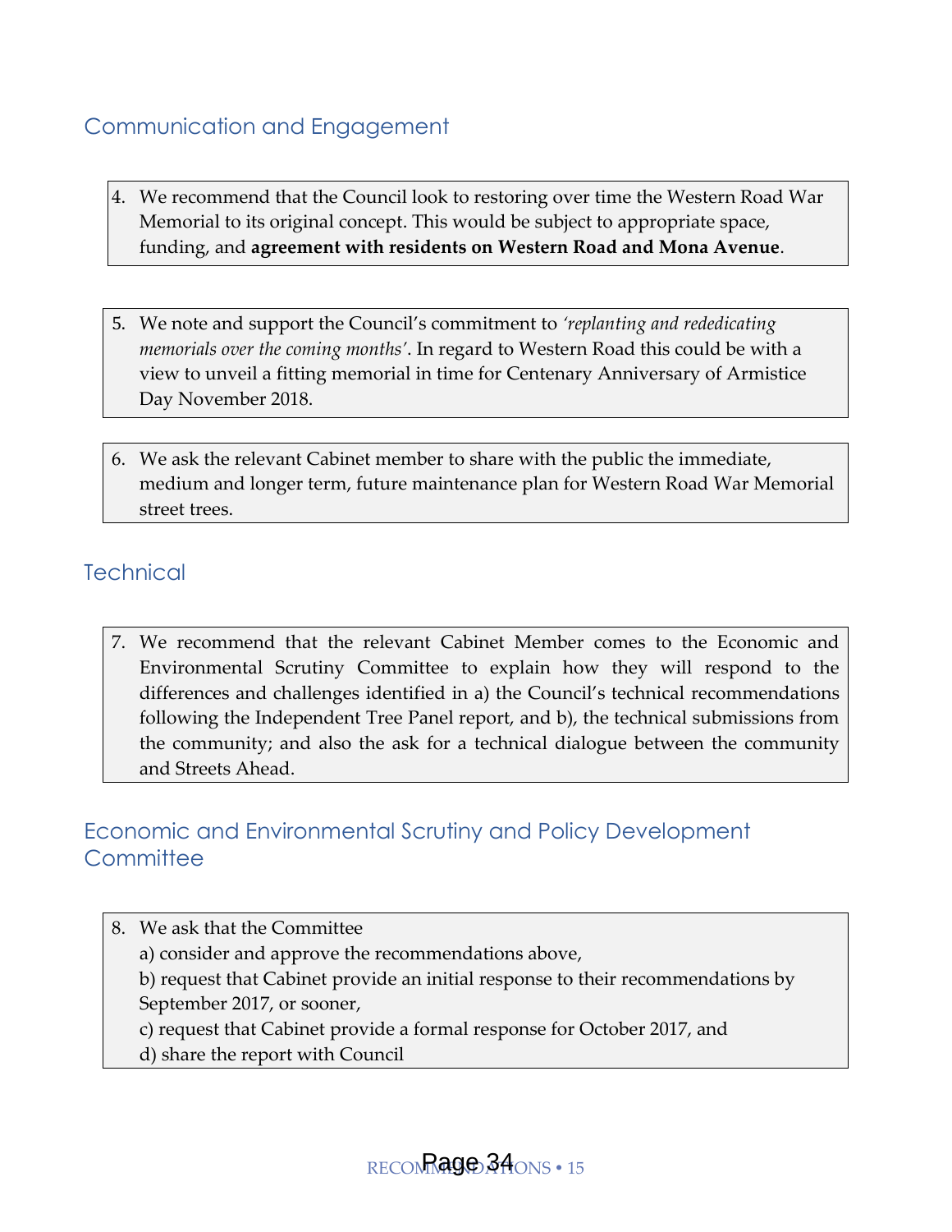## Communication and Engagement

4. We recommend that the Council look to restoring over time the Western Road War Memorial to its original concept. This would be subject to appropriate space, funding, and **agreement with residents on Western Road and Mona Avenue**.

5. We note and support the Council's commitment to *'replanting and rededicating memorials over the coming months'*. In regard to Western Road this could be with a view to unveil a fitting memorial in time for Centenary Anniversary of Armistice Day November 2018.

6. We ask the relevant Cabinet member to share with the public the immediate, medium and longer term, future maintenance plan for Western Road War Memorial street trees.

## Technical

7. We recommend that the relevant Cabinet Member comes to the Economic and Environmental Scrutiny Committee to explain how they will respond to the differences and challenges identified in a) the Council's technical recommendations following the Independent Tree Panel report, and b), the technical submissions from the community; and also the ask for a technical dialogue between the community and Streets Ahead.

## Economic and Environmental Scrutiny and Policy Development Committee

8. We ask that the Committee
   a) consider and approve the recommendations above,
   b) request that Cabinet provide an initial response to their recommendations by September 2017, or sooner,
   c) request that Cabinet provide a formal response for October 2017, and
   d) share the report with Council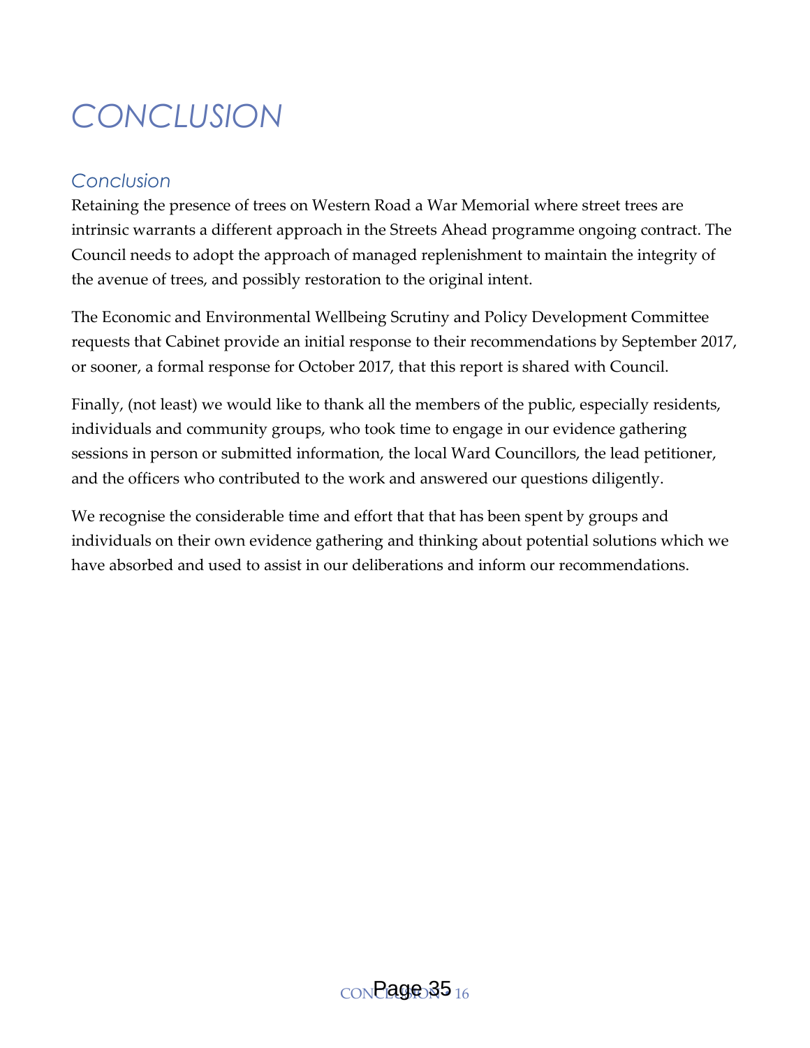# CONCLUSION

## Conclusion

Retaining the presence of trees on Western Road a War Memorial where street trees are intrinsic warrants a different approach in the Streets Ahead programme ongoing contract. The Council needs to adopt the approach of managed replenishment to maintain the integrity of the avenue of trees, and possibly restoration to the original intent.

The Economic and Environmental Wellbeing Scrutiny and Policy Development Committee requests that Cabinet provide an initial response to their recommendations by September 2017, or sooner, a formal response for October 2017, that this report is shared with Council.

Finally, (not least) we would like to thank all the members of the public, especially residents, individuals and community groups, who took time to engage in our evidence gathering sessions in person or submitted information, the local Ward Councillors, the lead petitioner, and the officers who contributed to the work and answered our questions diligently.

We recognise the considerable time and effort that that has been spent by groups and individuals on their own evidence gathering and thinking about potential solutions which we have absorbed and used to assist in our deliberations and inform our recommendations.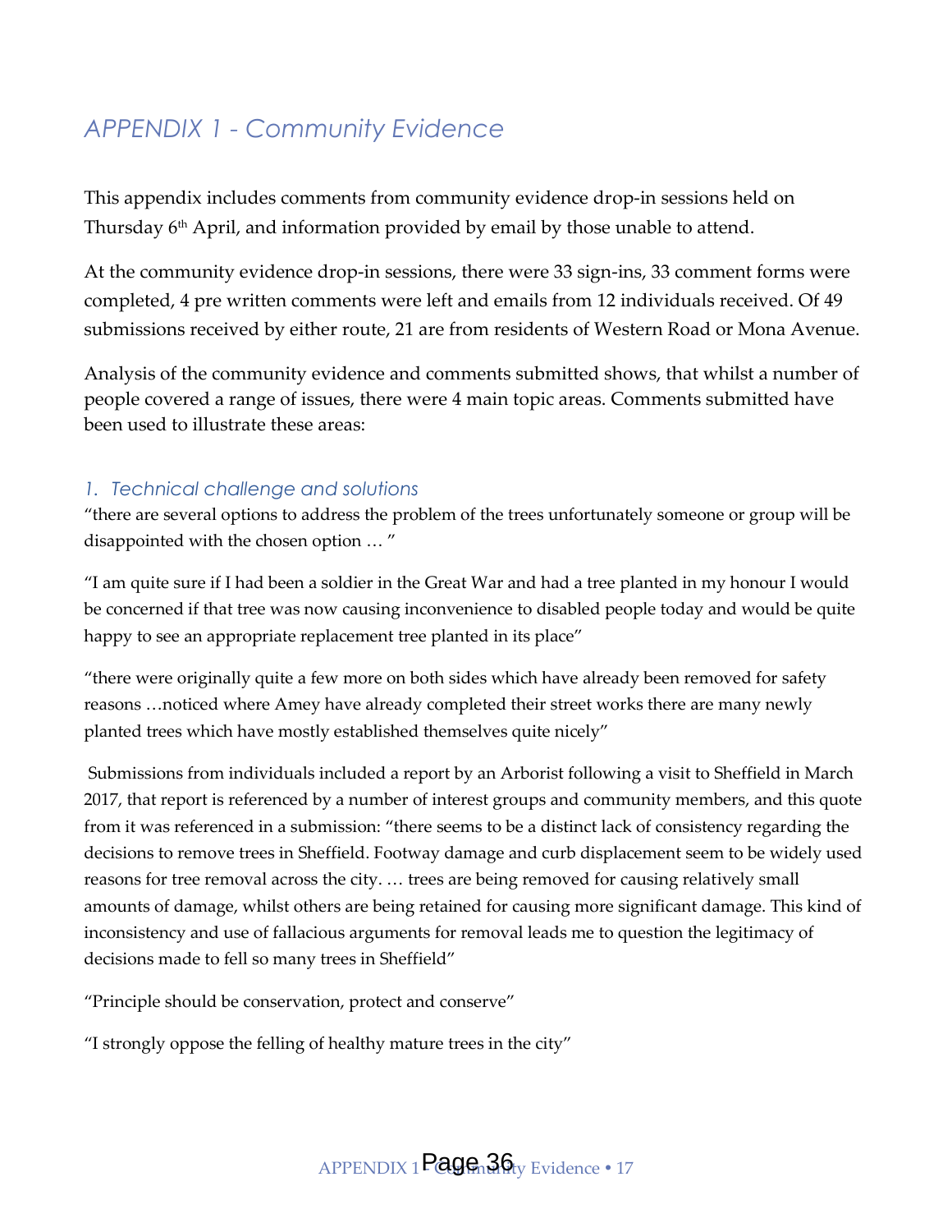## *APPENDIX 1 - Community Evidence*

This appendix includes comments from community evidence drop-in sessions held on Thursday 6th April, and information provided by email by those unable to attend.

At the community evidence drop-in sessions, there were 33 sign-ins, 33 comment forms were completed, 4 pre written comments were left and emails from 12 individuals received. Of 49 submissions received by either route, 21 are from residents of Western Road or Mona Avenue.

Analysis of the community evidence and comments submitted shows, that whilst a number of people covered a range of issues, there were 4 main topic areas. Comments submitted have been used to illustrate these areas:

### *1. Technical challenge and solutions*

"there are several options to address the problem of the trees unfortunately someone or group will be disappointed with the chosen option … "

"I am quite sure if I had been a soldier in the Great War and had a tree planted in my honour I would be concerned if that tree was now causing inconvenience to disabled people today and would be quite happy to see an appropriate replacement tree planted in its place"

"there were originally quite a few more on both sides which have already been removed for safety reasons …noticed where Amey have already completed their street works there are many newly planted trees which have mostly established themselves quite nicely"

Submissions from individuals included a report by an Arborist following a visit to Sheffield in March 2017, that report is referenced by a number of interest groups and community members, and this quote from it was referenced in a submission: "there seems to be a distinct lack of consistency regarding the decisions to remove trees in Sheffield. Footway damage and curb displacement seem to be widely used reasons for tree removal across the city. … trees are being removed for causing relatively small amounts of damage, whilst others are being retained for causing more significant damage. This kind of inconsistency and use of fallacious arguments for removal leads me to question the legitimacy of decisions made to fell so many trees in Sheffield"

"Principle should be conservation, protect and conserve"

"I strongly oppose the felling of healthy mature trees in the city"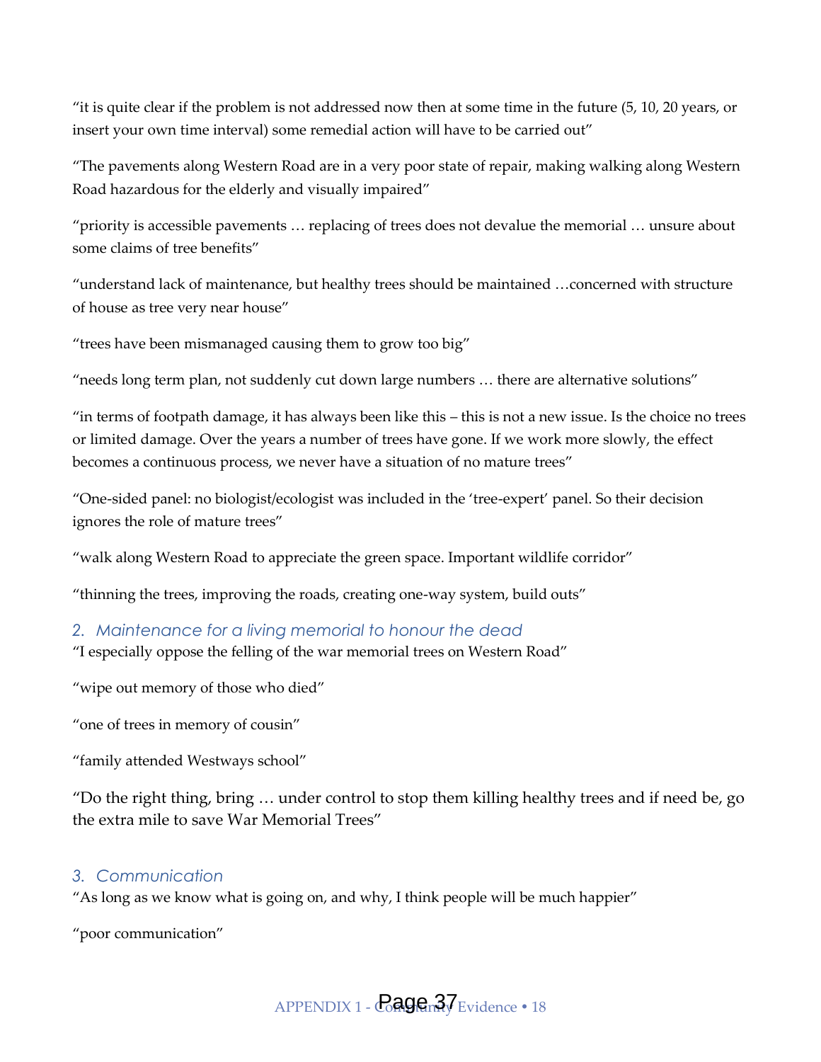“it is quite clear if the problem is not addressed now then at some time in the future (5, 10, 20 years, or insert your own time interval) some remedial action will have to be carried out”

“The pavements along Western Road are in a very poor state of repair, making walking along Western Road hazardous for the elderly and visually impaired”

“priority is accessible pavements … replacing of trees does not devalue the memorial … unsure about some claims of tree benefits”

“understand lack of maintenance, but healthy trees should be maintained …concerned with structure of house as tree very near house”

“trees have been mismanaged causing them to grow too big”

“needs long term plan, not suddenly cut down large numbers … there are alternative solutions”

“in terms of footpath damage, it has always been like this – this is not a new issue. Is the choice no trees or limited damage. Over the years a number of trees have gone. If we work more slowly, the effect becomes a continuous process, we never have a situation of no mature trees”

“One-sided panel: no biologist/ecologist was included in the ‘tree-expert’ panel. So their decision ignores the role of mature trees”

“walk along Western Road to appreciate the green space. Important wildlife corridor”

“thinning the trees, improving the roads, creating one-way system, build outs”

### *2. Maintenance for a living memorial to honour the dead*

“I especially oppose the felling of the war memorial trees on Western Road”

“wipe out memory of those who died”

“one of trees in memory of cousin”

“family attended Westways school”

“Do the right thing, bring … under control to stop them killing healthy trees and if need be, go the extra mile to save War Memorial Trees”

### *3. Communication*

“As long as we know what is going on, and why, I think people will be much happier”

“poor communication”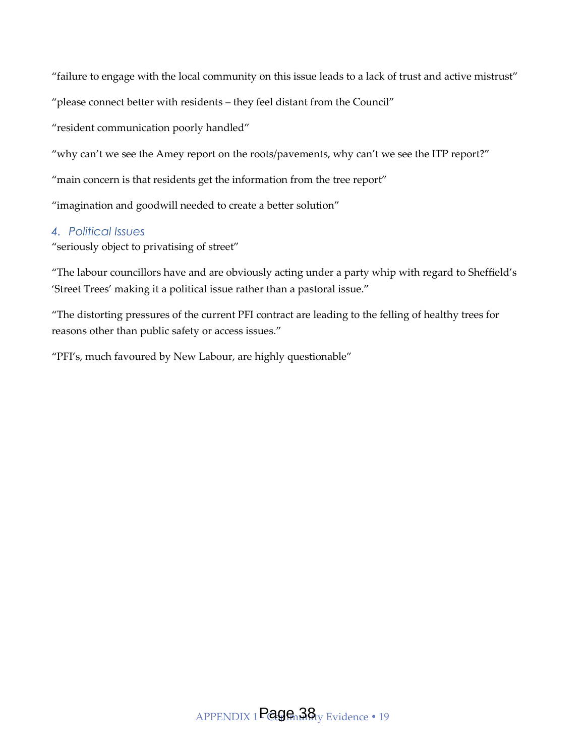“failure to engage with the local community on this issue leads to a lack of trust and active mistrust”

“please connect better with residents – they feel distant from the Council”

“resident communication poorly handled”

“why can’t we see the Amey report on the roots/pavements, why can’t we see the ITP report?”

“main concern is that residents get the information from the tree report”

“imagination and goodwill needed to create a better solution”

### *4. Political Issues*

“seriously object to privatising of street”

“The labour councillors have and are obviously acting under a party whip with regard to Sheffield’s ‘Street Trees’ making it a political issue rather than a pastoral issue.”

“The distorting pressures of the current PFI contract are leading to the felling of healthy trees for reasons other than public safety or access issues.”

“PFI’s, much favoured by New Labour, are highly questionable”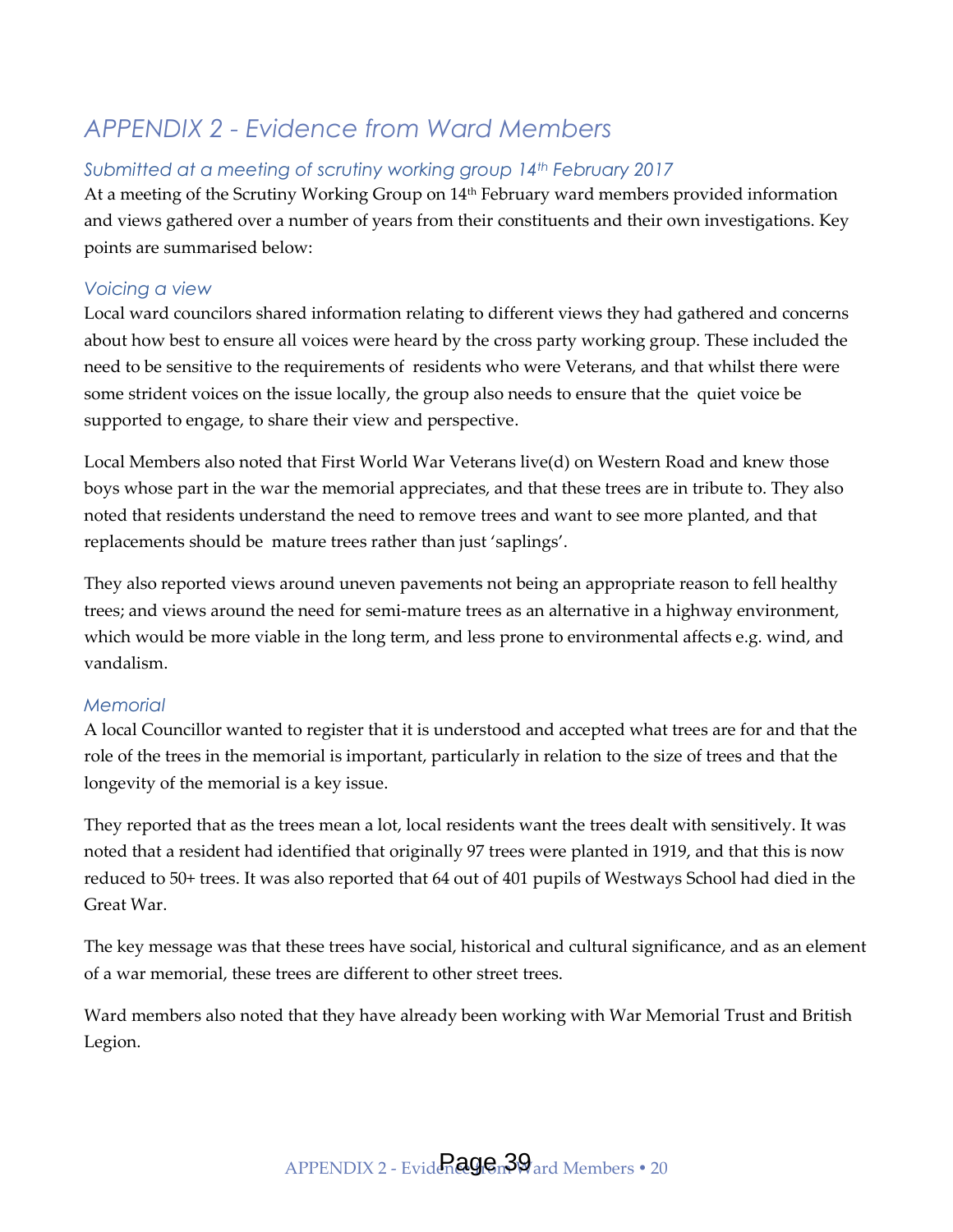# APPENDIX 2 - Evidence from Ward Members

### Submitted at a meeting of scrutiny working group 14th February 2017

At a meeting of the Scrutiny Working Group on 14th February ward members provided information and views gathered over a number of years from their constituents and their own investigations. Key points are summarised below:

### Voicing a view

Local ward councilors shared information relating to different views they had gathered and concerns about how best to ensure all voices were heard by the cross party working group. These included the need to be sensitive to the requirements of residents who were Veterans, and that whilst there were some strident voices on the issue locally, the group also needs to ensure that the quiet voice be supported to engage, to share their view and perspective.

Local Members also noted that First World War Veterans live(d) on Western Road and knew those boys whose part in the war the memorial appreciates, and that these trees are in tribute to. They also noted that residents understand the need to remove trees and want to see more planted, and that replacements should be mature trees rather than just 'saplings'.

They also reported views around uneven pavements not being an appropriate reason to fell healthy trees; and views around the need for semi-mature trees as an alternative in a highway environment, which would be more viable in the long term, and less prone to environmental affects e.g. wind, and vandalism.

### Memorial

A local Councillor wanted to register that it is understood and accepted what trees are for and that the role of the trees in the memorial is important, particularly in relation to the size of trees and that the longevity of the memorial is a key issue.

They reported that as the trees mean a lot, local residents want the trees dealt with sensitively. It was noted that a resident had identified that originally 97 trees were planted in 1919, and that this is now reduced to 50+ trees. It was also reported that 64 out of 401 pupils of Westways School had died in the Great War.

The key message was that these trees have social, historical and cultural significance, and as an element of a war memorial, these trees are different to other street trees.

Ward members also noted that they have already been working with War Memorial Trust and British Legion.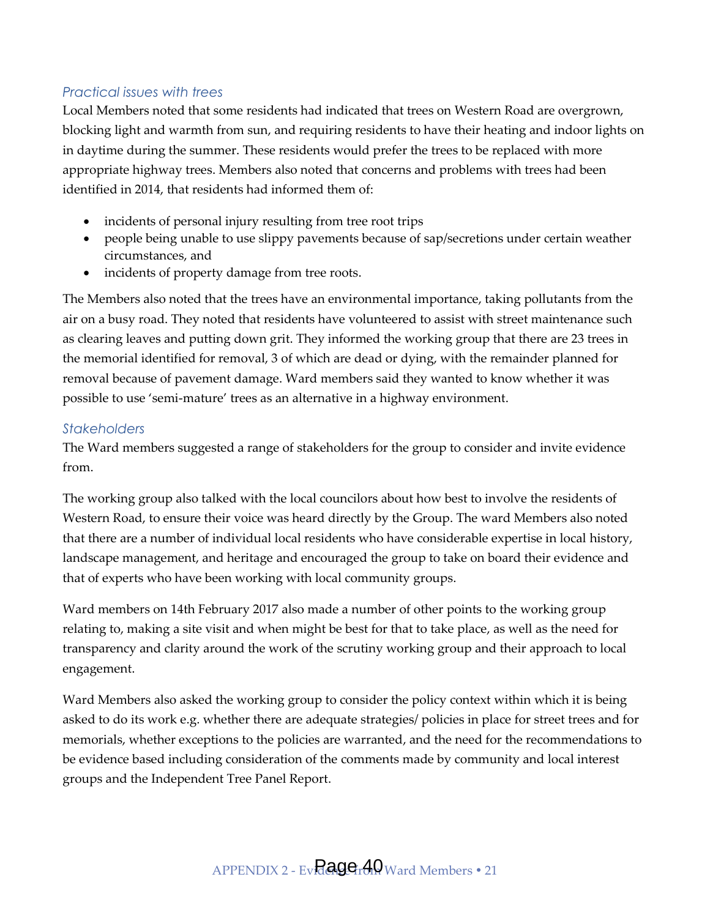### *Practical issues with trees*

Local Members noted that some residents had indicated that trees on Western Road are overgrown, blocking light and warmth from sun, and requiring residents to have their heating and indoor lights on in daytime during the summer. These residents would prefer the trees to be replaced with more appropriate highway trees. Members also noted that concerns and problems with trees had been identified in 2014, that residents had informed them of:

- incidents of personal injury resulting from tree root trips
- people being unable to use slippy pavements because of sap/secretions under certain weather circumstances, and
- incidents of property damage from tree roots.

The Members also noted that the trees have an environmental importance, taking pollutants from the air on a busy road. They noted that residents have volunteered to assist with street maintenance such as clearing leaves and putting down grit. They informed the working group that there are 23 trees in the memorial identified for removal, 3 of which are dead or dying, with the remainder planned for removal because of pavement damage. Ward members said they wanted to know whether it was possible to use 'semi-mature' trees as an alternative in a highway environment.

### *Stakeholders*

The Ward members suggested a range of stakeholders for the group to consider and invite evidence from.

The working group also talked with the local councilors about how best to involve the residents of Western Road, to ensure their voice was heard directly by the Group. The ward Members also noted that there are a number of individual local residents who have considerable expertise in local history, landscape management, and heritage and encouraged the group to take on board their evidence and that of experts who have been working with local community groups.

Ward members on 14th February 2017 also made a number of other points to the working group relating to, making a site visit and when might be best for that to take place, as well as the need for transparency and clarity around the work of the scrutiny working group and their approach to local engagement.

Ward Members also asked the working group to consider the policy context within which it is being asked to do its work e.g. whether there are adequate strategies/ policies in place for street trees and for memorials, whether exceptions to the policies are warranted, and the need for the recommendations to be evidence based including consideration of the comments made by community and local interest groups and the Independent Tree Panel Report.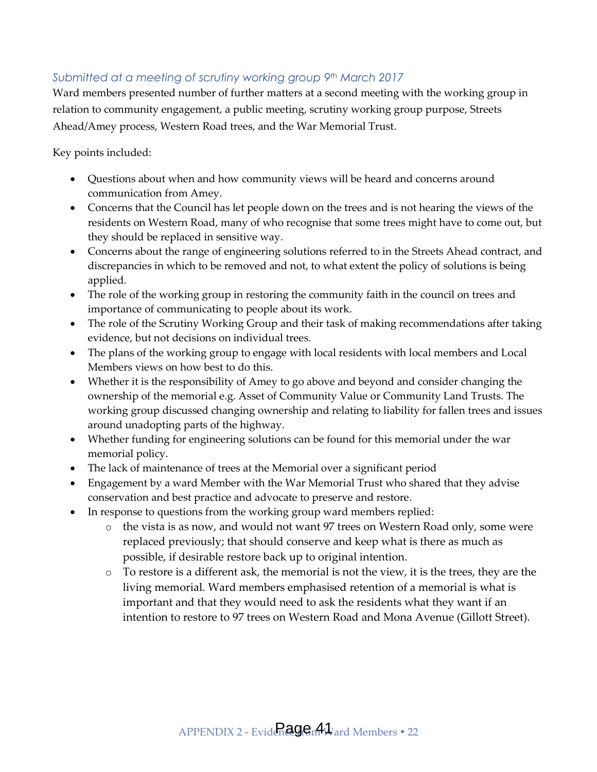*Submitted at a meeting of scrutiny working group 9th March 2017*

Ward members presented number of further matters at a second meeting with the working group in relation to community engagement, a public meeting, scrutiny working group purpose, Streets Ahead/Amey process, Western Road trees, and the War Memorial Trust.

Key points included:

- Questions about when and how community views will be heard and concerns around communication from Amey.
- Concerns that the Council has let people down on the trees and is not hearing the views of the residents on Western Road, many of who recognise that some trees might have to come out, but they should be replaced in sensitive way.
- Concerns about the range of engineering solutions referred to in the Streets Ahead contract, and discrepancies in which to be removed and not, to what extent the policy of solutions is being applied.
- The role of the working group in restoring the community faith in the council on trees and importance of communicating to people about its work.
- The role of the Scrutiny Working Group and their task of making recommendations after taking evidence, but not decisions on individual trees.
- The plans of the working group to engage with local residents with local members and Local Members views on how best to do this.
- Whether it is the responsibility of Amey to go above and beyond and consider changing the ownership of the memorial e.g. Asset of Community Value or Community Land Trusts. The working group discussed changing ownership and relating to liability for fallen trees and issues around unadopting parts of the highway.
- Whether funding for engineering solutions can be found for this memorial under the war memorial policy.
- The lack of maintenance of trees at the Memorial over a significant period
- Engagement by a ward Member with the War Memorial Trust who shared that they advise conservation and best practice and advocate to preserve and restore.
- In response to questions from the working group ward members replied:
  - the vista is as now, and would not want 97 trees on Western Road only, some were replaced previously; that should conserve and keep what is there as much as possible, if desirable restore back up to original intention.
  - To restore is a different ask, the memorial is not the view, it is the trees, they are the living memorial. Ward members emphasised retention of a memorial is what is important and that they would need to ask the residents what they want if an intention to restore to 97 trees on Western Road and Mona Avenue (Gillott Street).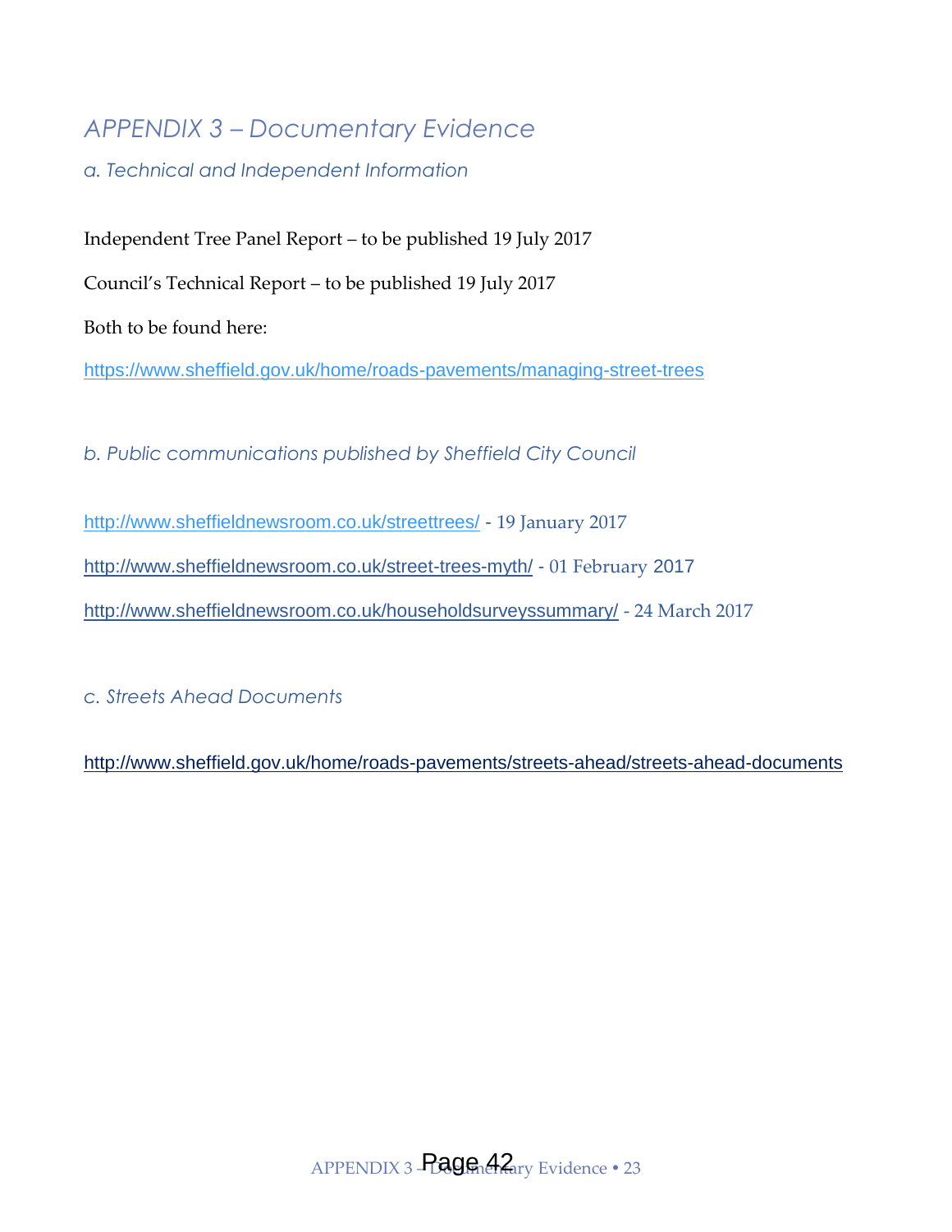# APPENDIX 3 – Documentary Evidence

## a. Technical and Independent Information

Independent Tree Panel Report – to be published 19 July 2017

Council's Technical Report – to be published 19 July 2017

Both to be found here:

https://www.sheffield.gov.uk/home/roads-pavements/managing-street-trees

## b. Public communications published by Sheffield City Council

http://www.sheffieldnewsroom.co.uk/streettrees/ - 19 January 2017

http://www.sheffieldnewsroom.co.uk/street-trees-myth/ - 01 February 2017

http://www.sheffieldnewsroom.co.uk/householdsurveyssummary/ - 24 March 2017

## c. Streets Ahead Documents

http://www.sheffield.gov.uk/home/roads-pavements/streets-ahead/streets-ahead-documents